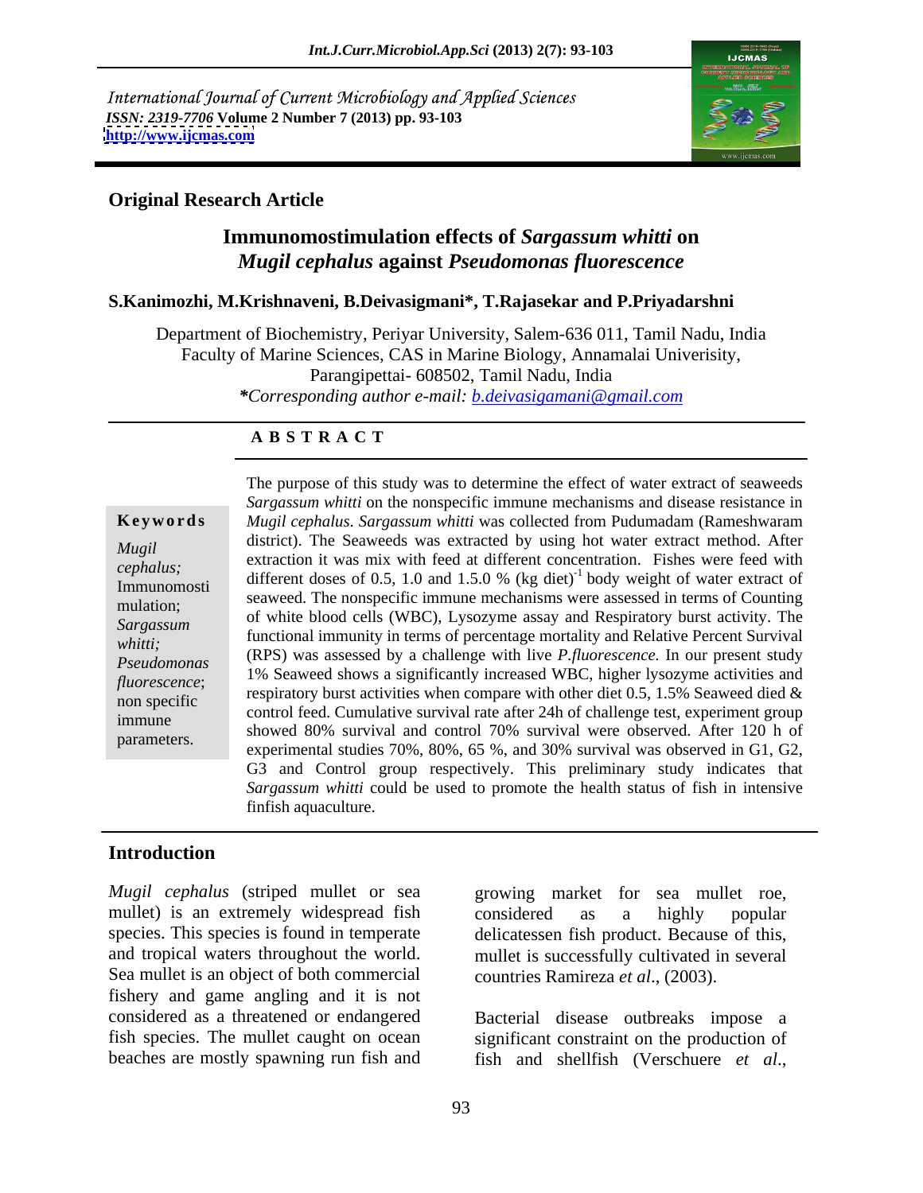International Journal of Current Microbiology and Applied Sciences
*ISSN: 2319-7706* **Volume 2 Number 7 (2013) pp. 93-103**
**http://www.ijcmas.com**

**Original Research Article**

# Immunomostimulation effects of *Sargassum whitti* on *Mugil cephalus* against *Pseudomonas fluorescence*

**S.Kanimozhi, M.Krishnaveni, B.Deivasigmani*, T.Rajasekar and P.Priyadarshni**

Department of Biochemistry, Periyar University, Salem-636 011, Tamil Nadu, India
Faculty of Marine Sciences, CAS in Marine Biology, Annamalai Univerisity, Parangipettai- 608502, Tamil Nadu, India
**\*Corresponding author e-mail:** *b.deivasigamani@gmail.com*

## A B S T R A C T

**Keywords**

*Mugil cephalus;* Immunomostimulation; *Sargassum whitti; Pseudomonas fluorescence*; non specific immune parameters.

The purpose of this study was to determine the effect of water extract of seaweeds *Sargassum whitti* on the nonspecific immune mechanisms and disease resistance in *Mugil cephalus*. *Sargassum whitti* was collected from Pudumadam (Rameshwaram district). The Seaweeds was extracted by using hot water extract method. After extraction it was mix with feed at different concentration. Fishes were feed with different doses of 0.5, 1.0 and 1.5.0 % (kg diet)$^{-1}$ body weight of water extract of seaweed. The nonspecific immune mechanisms were assessed in terms of Counting of white blood cells (WBC), Lysozyme assay and Respiratory burst activity. The functional immunity in terms of percentage mortality and Relative Percent Survival (RPS) was assessed by a challenge with live *P.fluorescence.* In our present study 1% Seaweed shows a significantly increased WBC, higher lysozyme activities and respiratory burst activities when compare with other diet 0.5, 1.5% Seaweed died & control feed. Cumulative survival rate after 24h of challenge test, experiment group showed 80% survival and control 70% survival were observed. After 120 h of experimental studies 70%, 80%, 65 %, and 30% survival was observed in G1, G2, G3 and Control group respectively. This preliminary study indicates that *Sargassum whitti* could be used to promote the health status of fish in intensive finfish aquaculture.

## Introduction

*Mugil cephalus* (striped mullet or sea mullet) is an extremely widespread fish species. This species is found in temperate and tropical waters throughout the world. Sea mullet is an object of both commercial fishery and game angling and it is not considered as a threatened or endangered fish species. The mullet caught on ocean beaches are mostly spawning run fish and growing market for sea mullet roe, considered as a highly popular delicatessen fish product. Because of this, mullet is successfully cultivated in several countries Ramireza *et al*., (2003).

Bacterial disease outbreaks impose a significant constraint on the production of fish and shellfish (Verschuere *et al*.,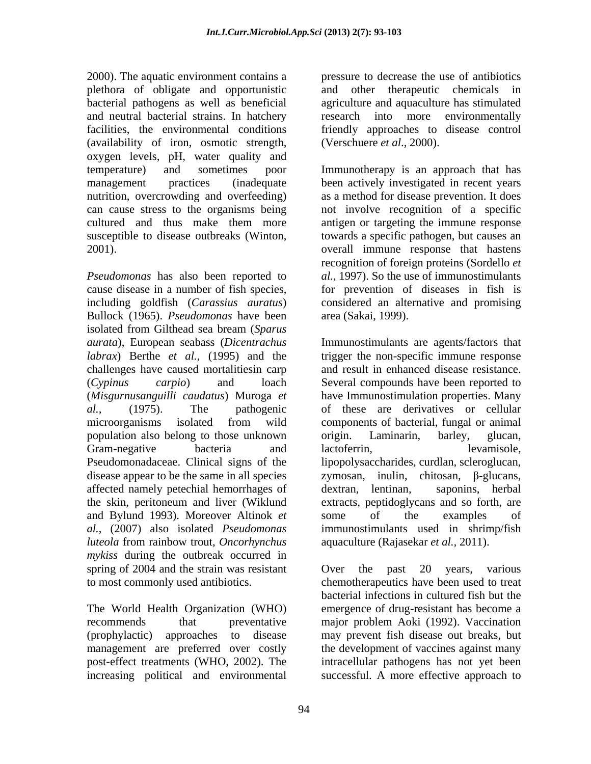2000). The aquatic environment contains a plethora of obligate and opportunistic bacterial pathogens as well as beneficial and neutral bacterial strains. In hatchery facilities, the environmental conditions (availability of iron, osmotic strength, oxygen levels, pH, water quality and temperature) and sometimes poor management practices (inadequate nutrition, overcrowding and overfeeding) can cause stress to the organisms being cultured and thus make them more susceptible to disease outbreaks (Winton, 2001).

*Pseudomonas* has also been reported to cause disease in a number of fish species, including goldfish (*Carassius auratus*) Bullock (1965). *Pseudomonas* have been isolated from Gilthead sea bream (*Sparus aurata*), European seabass (*Dicentrachus labrax*) Berthe *et al.,* (1995) and the challenges have caused mortalitiesin carp (*Cypinus carpio*) and loach (*Misgurnusanguilli caudatus*) Muroga *et al.,* (1975). The pathogenic microorganisms isolated from wild population also belong to those unknown Gram-negative bacteria and Pseudomonadaceae. Clinical signs of the disease appear to be the same in all species affected namely petechial hemorrhages of the skin, peritoneum and liver (Wiklund and Bylund 1993). Moreover Altinok *et al.,* (2007) also isolated *Pseudomonas luteola* from rainbow trout, *Oncorhynchus mykiss* during the outbreak occurred in spring of 2004 and the strain was resistant to most commonly used antibiotics.

The World Health Organization (WHO) recommends that preventative (prophylactic) approaches to disease management are preferred over costly post-effect treatments (WHO, 2002). The increasing political and environmental pressure to decrease the use of antibiotics and other therapeutic chemicals in agriculture and aquaculture has stimulated research into more environmentally friendly approaches to disease control (Verschuere *et al*., 2000).

Immunotherapy is an approach that has been actively investigated in recent years as a method for disease prevention. It does not involve recognition of a specific antigen or targeting the immune response towards a specific pathogen, but causes an overall immune response that hastens recognition of foreign proteins (Sordello *et al.*, 1997). So the use of immunostimulants for prevention of diseases in fish is considered an alternative and promising area (Sakai, 1999).

Immunostimulants are agents/factors that trigger the non-specific immune response and result in enhanced disease resistance. Several compounds have been reported to have Immunostimulation properties. Many of these are derivatives or cellular components of bacterial, fungal or animal origin. Laminarin, barley, glucan, lactoferrin, levamisole, lipopolysaccharides, curdlan, scleroglucan, zymosan, inulin, chitosan, β-glucans, dextran, lentinan, saponins, herbal extracts, peptidoglycans and so forth, are some of the examples of immunostimulants used in shrimp/fish aquaculture (Rajasekar *et al.,* 2011).

Over the past 20 years, various chemotherapeutics have been used to treat bacterial infections in cultured fish but the emergence of drug-resistant has become a major problem Aoki (1992). Vaccination may prevent fish disease out breaks, but the development of vaccines against many intracellular pathogens has not yet been successful. A more effective approach to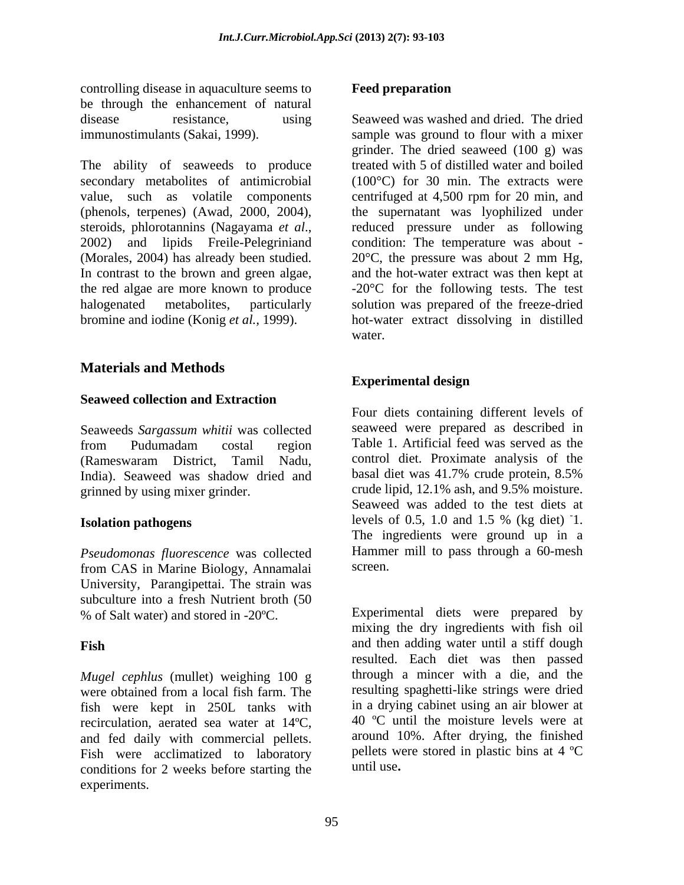controlling disease in aquaculture seems to be through the enhancement of natural disease resistance, using immunostimulants (Sakai, 1999).

The ability of seaweeds to produce secondary metabolites of antimicrobial value, such as volatile components (phenols, terpenes) (Awad, 2000, 2004), steroids, phlorotannins (Nagayama *et al*., 2002) and lipids Freile-Pelegriniand (Morales, 2004) has already been studied. In contrast to the brown and green algae, the red algae are more known to produce halogenated metabolites, particularly bromine and iodine (Konig *et al.,* 1999).

## Materials and Methods

### Seaweed collection and Extraction

Seaweeds *Sargassum whitii* was collected from Pudumadam costal region (Rameswaram District, Tamil Nadu, India). Seaweed was shadow dried and grinned by using mixer grinder.

### Isolation pathogens

*Pseudomonas fluorescence* was collected from CAS in Marine Biology, Annamalai University, Parangipettai. The strain was subculture into a fresh Nutrient broth (50 % of Salt water) and stored in -20ºC.

### Fish

*Mugel cephlus* (mullet) weighing 100 g were obtained from a local fish farm. The fish were kept in 250L tanks with recirculation, aerated sea water at 14ºC, and fed daily with commercial pellets. Fish were acclimatized to laboratory conditions for 2 weeks before starting the experiments.

### Feed preparation

Seaweed was washed and dried. The dried sample was ground to flour with a mixer grinder. The dried seaweed (100 g) was treated with 5 of distilled water and boiled (100°C) for 30 min. The extracts were centrifuged at 4,500 rpm for 20 min, and the supernatant was lyophilized under reduced pressure under as following condition: The temperature was about -20°C, the pressure was about 2 mm Hg, and the hot-water extract was then kept at -20°C for the following tests. The test solution was prepared of the freeze-dried hot-water extract dissolving in distilled water.

### Experimental design

Four diets containing different levels of seaweed were prepared as described in Table 1. Artificial feed was served as the control diet. Proximate analysis of the basal diet was 41.7% crude protein, 8.5% crude lipid, 12.1% ash, and 9.5% moisture. Seaweed was added to the test diets at levels of 0.5, 1.0 and 1.5 % (kg diet) $^{-1}$. The ingredients were ground up in a Hammer mill to pass through a 60-mesh screen.

Experimental diets were prepared by mixing the dry ingredients with fish oil and then adding water until a stiff dough resulted. Each diet was then passed through a mincer with a die, and the resulting spaghetti-like strings were dried in a drying cabinet using an air blower at 40 ºC until the moisture levels were at around 10%. After drying, the finished pellets were stored in plastic bins at 4 ºC until use**.**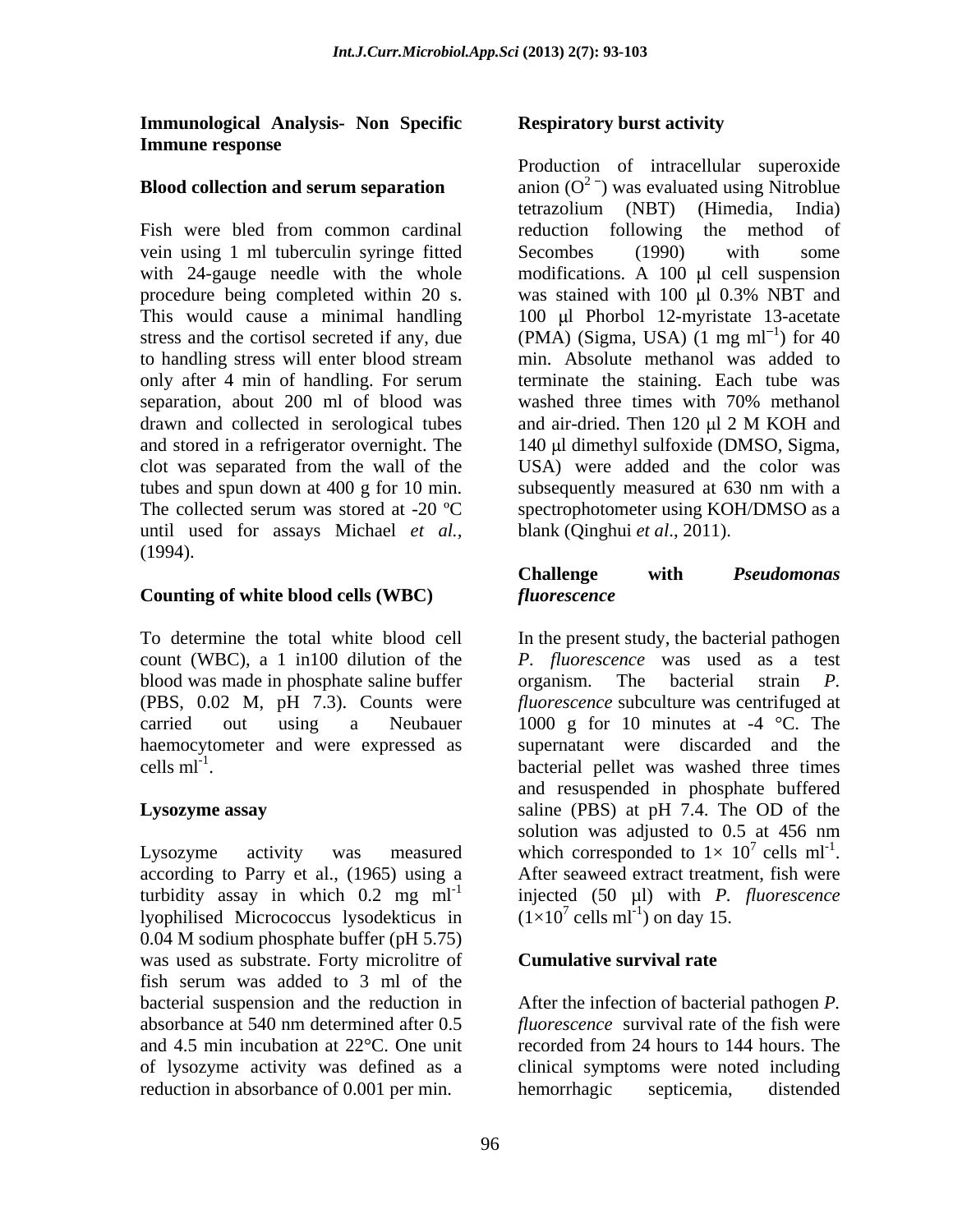**Immunological Analysis- Non Specific Immune response**

**Blood collection and serum separation**

Fish were bled from common cardinal vein using 1 ml tuberculin syringe fitted with 24-gauge needle with the whole procedure being completed within 20 s. This would cause a minimal handling stress and the cortisol secreted if any, due to handling stress will enter blood stream only after 4 min of handling. For serum separation, about 200 ml of blood was drawn and collected in serological tubes and stored in a refrigerator overnight. The clot was separated from the wall of the tubes and spun down at 400 g for 10 min. The collected serum was stored at -20 ºC until used for assays Michael *et al.,* (1994).

**Counting of white blood cells (WBC)**

To determine the total white blood cell count (WBC), a 1 in100 dilution of the blood was made in phosphate saline buffer (PBS, 0.02 M, pH 7.3). Counts were carried out using a Neubauer haemocytometer and were expressed as cells $ml^{-1}$.

**Lysozyme assay**

Lysozyme activity was measured according to Parry et al., (1965) using a turbidity assay in which 0.2 mg $ml^{-1}$ lyophilised Micrococcus lysodekticus in 0.04 M sodium phosphate buffer (pH 5.75) was used as substrate. Forty microlitre of fish serum was added to 3 ml of the bacterial suspension and the reduction in absorbance at 540 nm determined after 0.5 and 4.5 min incubation at 22°C. One unit of lysozyme activity was defined as a reduction in absorbance of 0.001 per min.

**Respiratory burst activity**

Production of intracellular superoxide anion ($O^{2-}$) was evaluated using Nitroblue tetrazolium (NBT) (Himedia, India) reduction following the method of Secombes (1990) with some modifications. A 100 µl cell suspension was stained with 100 µl 0.3% NBT and 100 µl Phorbol 12-myristate 13-acetate (PMA) (Sigma, USA) (1 mg $ml^{-1}$) for 40 min. Absolute methanol was added to terminate the staining. Each tube was washed three times with 70% methanol and air-dried. Then 120 µl 2 M KOH and 140 µl dimethyl sulfoxide (DMSO, Sigma, USA) were added and the color was subsequently measured at 630 nm with a spectrophotometer using KOH/DMSO as a blank (Qinghui *et al*., 2011).

**Challenge with *Pseudomonas fluorescence***

In the present study, the bacterial pathogen *P. fluorescence* was used as a test organism. The bacterial strain *P. fluorescence* subculture was centrifuged at 1000 g for 10 minutes at -4 °C. The supernatant were discarded and the bacterial pellet was washed three times and resuspended in phosphate buffered saline (PBS) at pH 7.4. The OD of the solution was adjusted to 0.5 at 456 nm which corresponded to $1\times 10^7$ cells $ml^{-1}$. After seaweed extract treatment, fish were injected (50 µl) with *P. fluorescence* ($1\times10^7$ cells $ml^{-1}$) on day 15.

**Cumulative survival rate**

After the infection of bacterial pathogen *P. fluorescence* survival rate of the fish were recorded from 24 hours to 144 hours. The clinical symptoms were noted including hemorrhagic septicemia, distended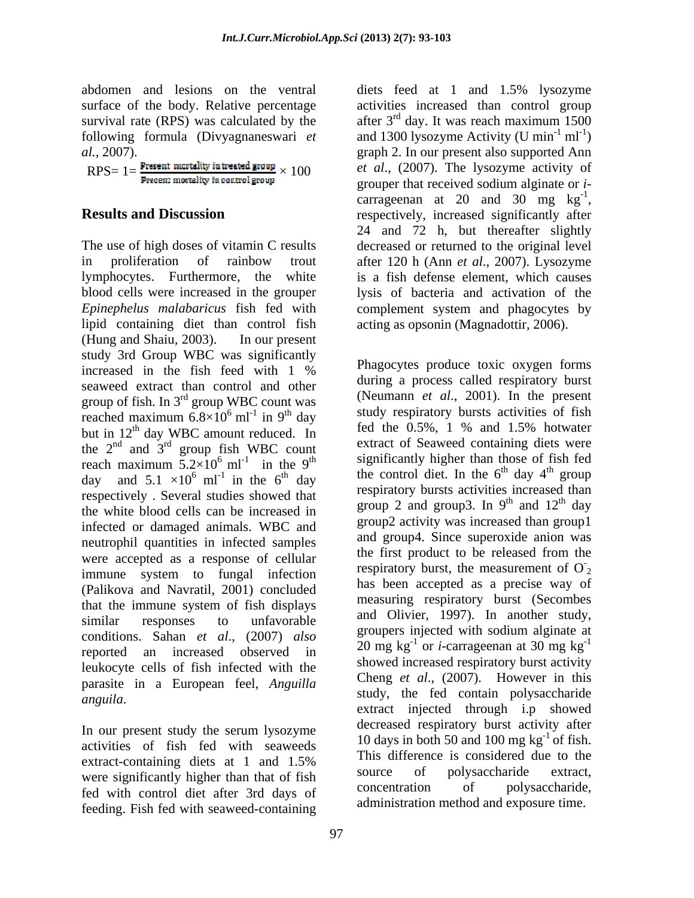abdomen and lesions on the ventral surface of the body. Relative percentage survival rate (RPS) was calculated by the following formula (Divyagnaneswari *et al.*, 2007).

$$RPS = 1 = \frac{\text{Present mortality in treated group}}{\text{Present mortality in control group}} \times 100$$

## Results and Discussion

The use of high doses of vitamin C results in proliferation of rainbow trout lymphocytes. Furthermore, the white blood cells were increased in the grouper *Epinephelus malabaricus* fish fed with lipid containing diet than control fish (Hung and Shaiu, 2003). In our present study 3rd Group WBC was significantly increased in the fish feed with 1 % seaweed extract than control and other group of fish. In 3rd group WBC count was reached maximum $6.8\times10^{6}$ $ml^{-1}$ in 9th day but in 12th day WBC amount reduced. In the 2nd and 3rd group fish WBC count reach maximum $5.2\times10^{6}$ $ml^{-1}$ in the 9th day and $5.1\times10^{6}$ $ml^{-1}$ in the 6th day respectively . Several studies showed that the white blood cells can be increased in infected or damaged animals. WBC and neutrophil quantities in infected samples were accepted as a response of cellular immune system to fungal infection (Palikova and Navratil, 2001) concluded that the immune system of fish displays similar responses to unfavorable conditions. Sahan *et al*., (2007) *also* reported an increased observed in leukocyte cells of fish infected with the parasite in a European feel, *Anguilla anguila*.

In our present study the serum lysozyme activities of fish fed with seaweeds extract-containing diets at 1 and 1.5% were significantly higher than that of fish fed with control diet after 3rd days of feeding. Fish fed with seaweed-containing diets feed at 1 and 1.5% lysozyme activities increased than control group after 3rd day. It was reach maximum 1500 and 1300 lysozyme Activity (U $min^{-1}$ $ml^{-1}$) graph 2. In our present also supported Ann *et al*., (2007). The lysozyme activity of grouper that received sodium alginate or *i*-carrageenan at 20 and 30 mg $kg^{-1}$, respectively, increased significantly after 24 and 72 h, but thereafter slightly decreased or returned to the original level after 120 h (Ann *et al*., 2007). Lysozyme is a fish defense element, which causes lysis of bacteria and activation of the complement system and phagocytes by acting as opsonin (Magnadottir, 2006).

Phagocytes produce toxic oxygen forms during a process called respiratory burst (Neumann *et al*., 2001). In the present study respiratory bursts activities of fish fed the 0.5%, 1 % and 1.5% hotwater extract of Seaweed containing diets were significantly higher than those of fish fed the control diet. In the 6th day 4th group respiratory bursts activities increased than group 2 and group3. In 9th and 12th day group2 activity was increased than group1 and group4. Since superoxide anion was the first product to be released from the respiratory burst, the measurement of $O_2^-$ has been accepted as a precise way of measuring respiratory burst (Secombes and Olivier, 1997). In another study, groupers injected with sodium alginate at 20 mg $kg^{-1}$ or *i*-carrageenan at 30 mg $kg^{-1}$ showed increased respiratory burst activity Cheng *et al*., (2007). However in this study, the fed contain polysaccharide extract injected through i.p showed decreased respiratory burst activity after 10 days in both 50 and 100 mg $kg^{-1}$ of fish. This difference is considered due to the source of polysaccharide extract, concentration of polysaccharide, administration method and exposure time.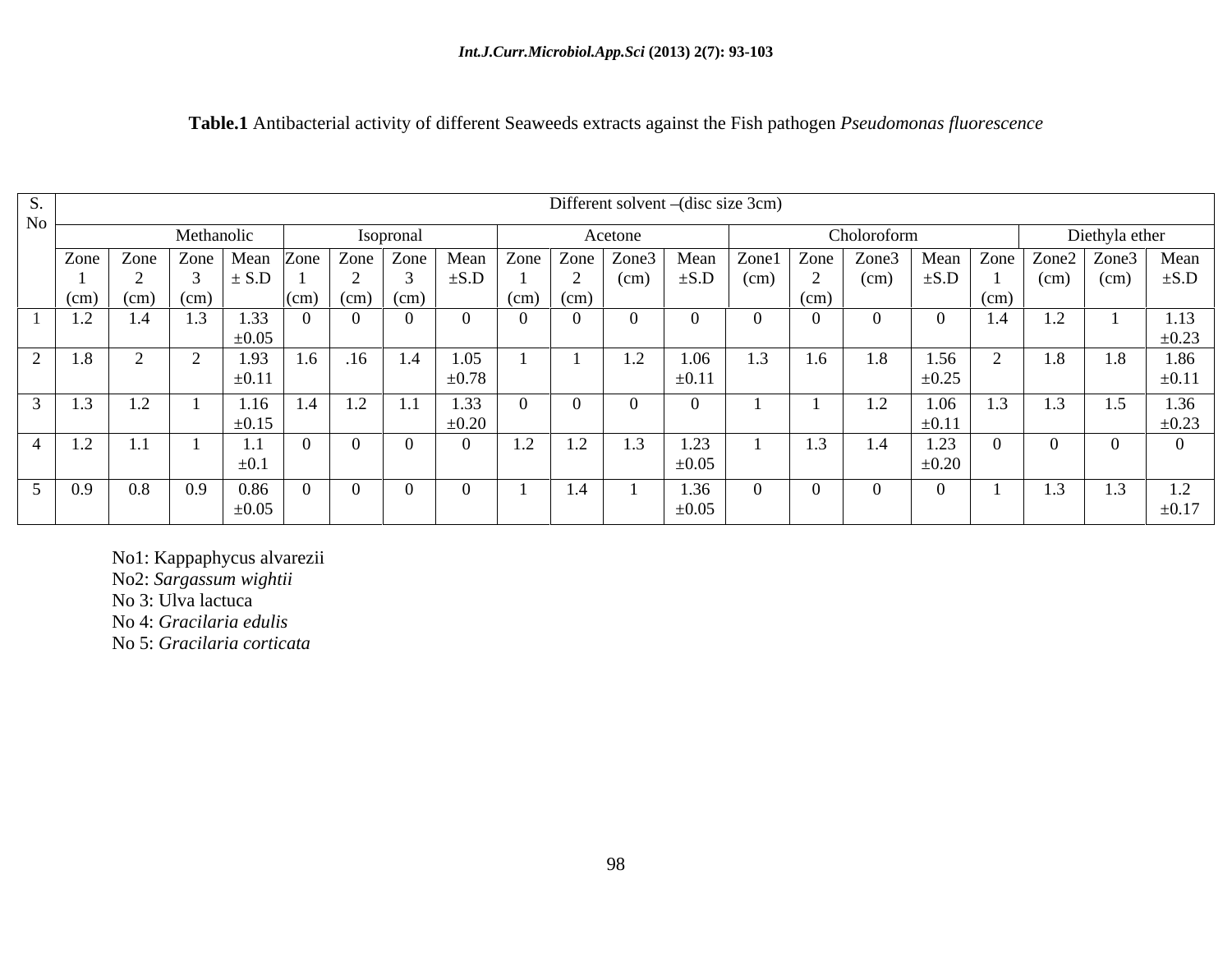**Table.1** Antibacterial activity of different Seaweeds extracts against the Fish pathogen *Pseudomonas fluorescence*

| S. No | Different solvent –(disc size 3cm) | | | | | | | | | | | | | | | | | | | |
|---|---|---|---|---|---|---|---|---|---|---|---|---|---|---|---|---|---|---|---|---|
| | Methanolic | | | | Isopronal | | | | Acetone | | | | Choloroform | | | | Diethyla ether | | | |
| | Zone 1 (cm) | Zone 2 (cm) | Zone 3 (cm) | Mean ± S.D | Zone 1 (cm) | Zone 2 (cm) | Zone 3 (cm) | Mean ±S.D | Zone 1 (cm) | Zone 2 (cm) | Zone3 (cm) | Mean ±S.D | Zone1 (cm) | Zone 2 (cm) | Zone3 (cm) | Mean ±S.D | Zone 1 (cm) | Zone2 (cm) | Zone3 (cm) | Mean ±S.D |
| 1 | 1.2 | 1.4 | 1.3 | 1.33 ±0.05 | 0 | 0 | 0 | 0 | 0 | 0 | 0 | 0 | 0 | 0 | 0 | 0 | 1.4 | 1.2 | 1 | 1.13 ±0.23 |
| 2 | 1.8 | 2 | 2 | 1.93 ±0.11 | 1.6 | .16 | 1.4 | 1.05 ±0.78 | 1 | 1 | 1.2 | 1.06 ±0.11 | 1.3 | 1.6 | 1.8 | 1.56 ±0.25 | 2 | 1.8 | 1.8 | 1.86 ±0.11 |
| 3 | 1.3 | 1.2 | 1 | 1.16 ±0.15 | 1.4 | 1.2 | 1.1 | 1.33 ±0.20 | 0 | 0 | 0 | 0 | 1 | 1 | 1.2 | 1.06 ±0.11 | 1.3 | 1.3 | 1.5 | 1.36 ±0.23 |
| 4 | 1.2 | 1.1 | 1 | 1.1 ±0.1 | 0 | 0 | 0 | 0 | 1.2 | 1.2 | 1.3 | 1.23 ±0.05 | 1 | 1.3 | 1.4 | 1.23 ±0.20 | 0 | 0 | 0 | 0 |
| 5 | 0.9 | 0.8 | 0.9 | 0.86 ±0.05 | 0 | 0 | 0 | 0 | 1 | 1.4 | 1 | 1.36 ±0.05 | 0 | 0 | 0 | 0 | 1 | 1.3 | 1.3 | 1.2 ±0.17 |

No1: Kappaphycus alvarezii
No2: *Sargassum wightii*
No 3: Ulva lactuca
No 4: *Gracilaria edulis*
No 5: *Gracilaria corticata*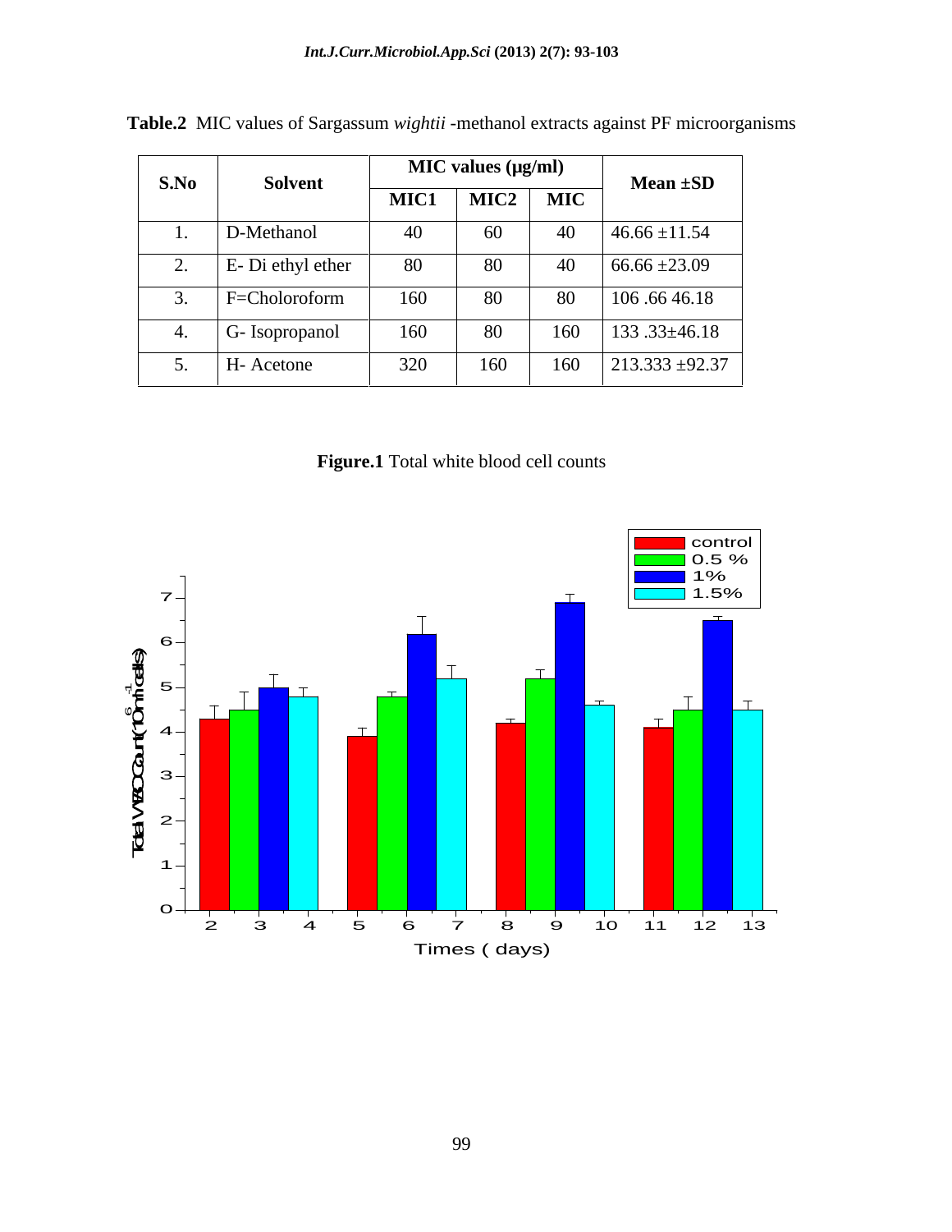**Table.2** MIC values of Sargassum *wightii* -methanol extracts against PF microorganisms

| S.No | Solvent | MIC values (μg/ml) | | | Mean ±SD |
|---|---|---|---|---|---|
| | | MIC1 | MIC2 | MIC | |
| 1. | D-Methanol | 40 | 60 | 40 | 46.66 ±11.54 |
| 2. | E- Di ethyl ether | 80 | 80 | 40 | 66.66 ±23.09 |
| 3. | F=Choloroform | 160 | 80 | 80 | 106 .66 46.18 |
| 4. | G- Isopropanol | 160 | 80 | 160 | 133 .33±46.18 |
| 5. | H- Acetone | 320 | 160 | 160 | 213.333 ±92.37 |

**Figure.1** Total white blood cell counts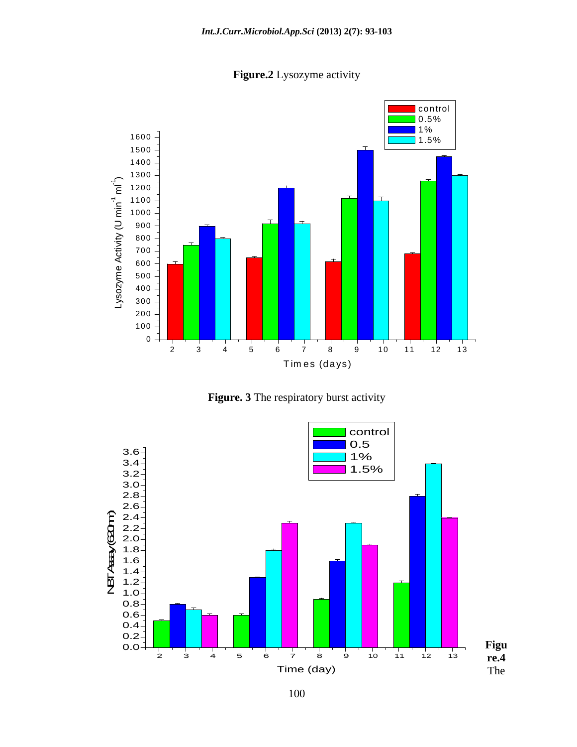**Figure.2** Lysozyme activity

**Figure. 3** The respiratory burst activity

**Figure.4** The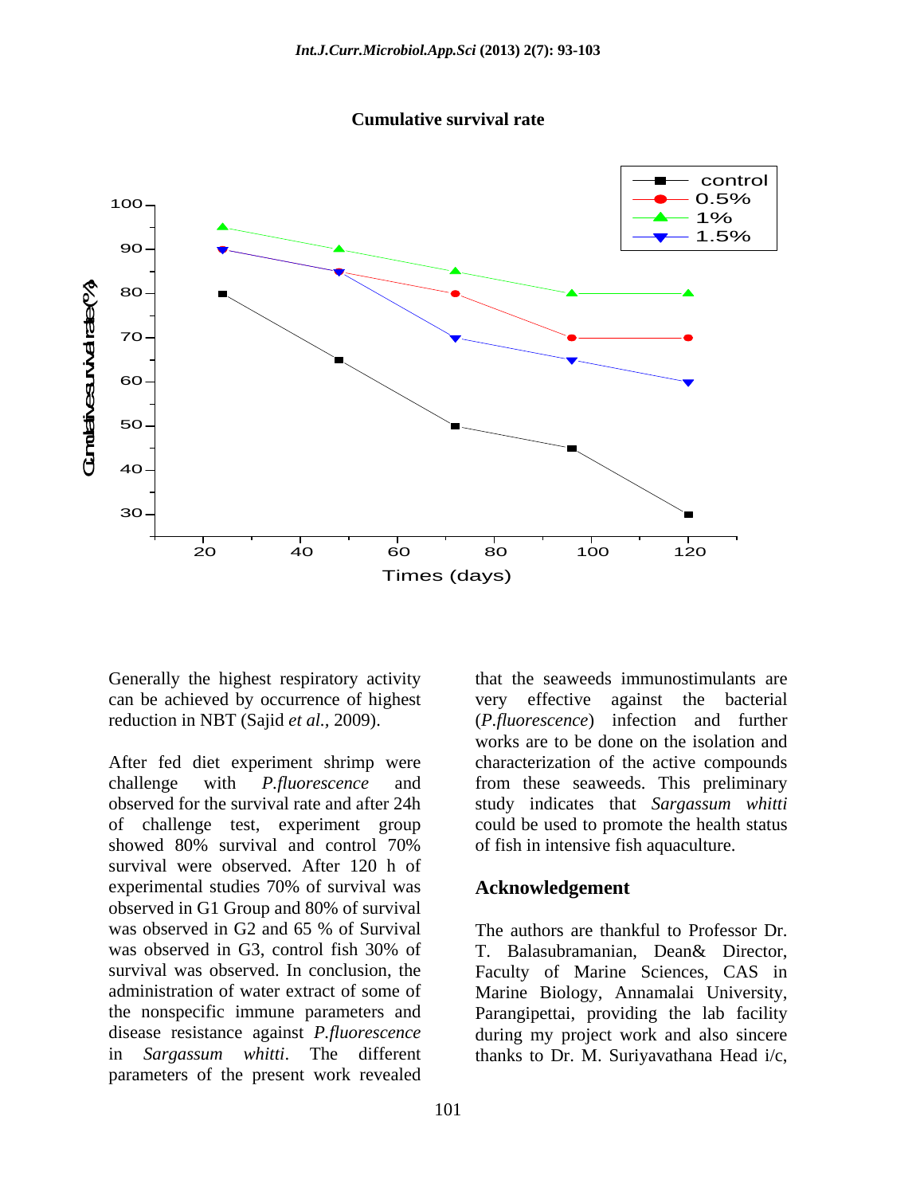**Cumulative survival rate**

Generally the highest respiratory activity can be achieved by occurrence of highest reduction in NBT (Sajid *et al.*, 2009).

After fed diet experiment shrimp were challenge with *P.fluorescence* and observed for the survival rate and after 24h of challenge test, experiment group showed 80% survival and control 70% survival were observed. After 120 h of experimental studies 70% of survival was observed in G1 Group and 80% of survival was observed in G2 and 65 % of Survival was observed in G3, control fish 30% of survival was observed. In conclusion, the administration of water extract of some of the nonspecific immune parameters and disease resistance against *P.fluorescence* in *Sargassum whitti*. The different parameters of the present work revealed that the seaweeds immunostimulants are very effective against the bacterial (*P.fluorescence*) infection and further works are to be done on the isolation and characterization of the active compounds from these seaweeds. This preliminary study indicates that *Sargassum whitti* could be used to promote the health status of fish in intensive fish aquaculture.

## Acknowledgement

The authors are thankful to Professor Dr. T. Balasubramanian, Dean& Director, Faculty of Marine Sciences, CAS in Marine Biology, Annamalai University, Parangipettai, providing the lab facility during my project work and also sincere thanks to Dr. M. Suriyavathana Head i/c,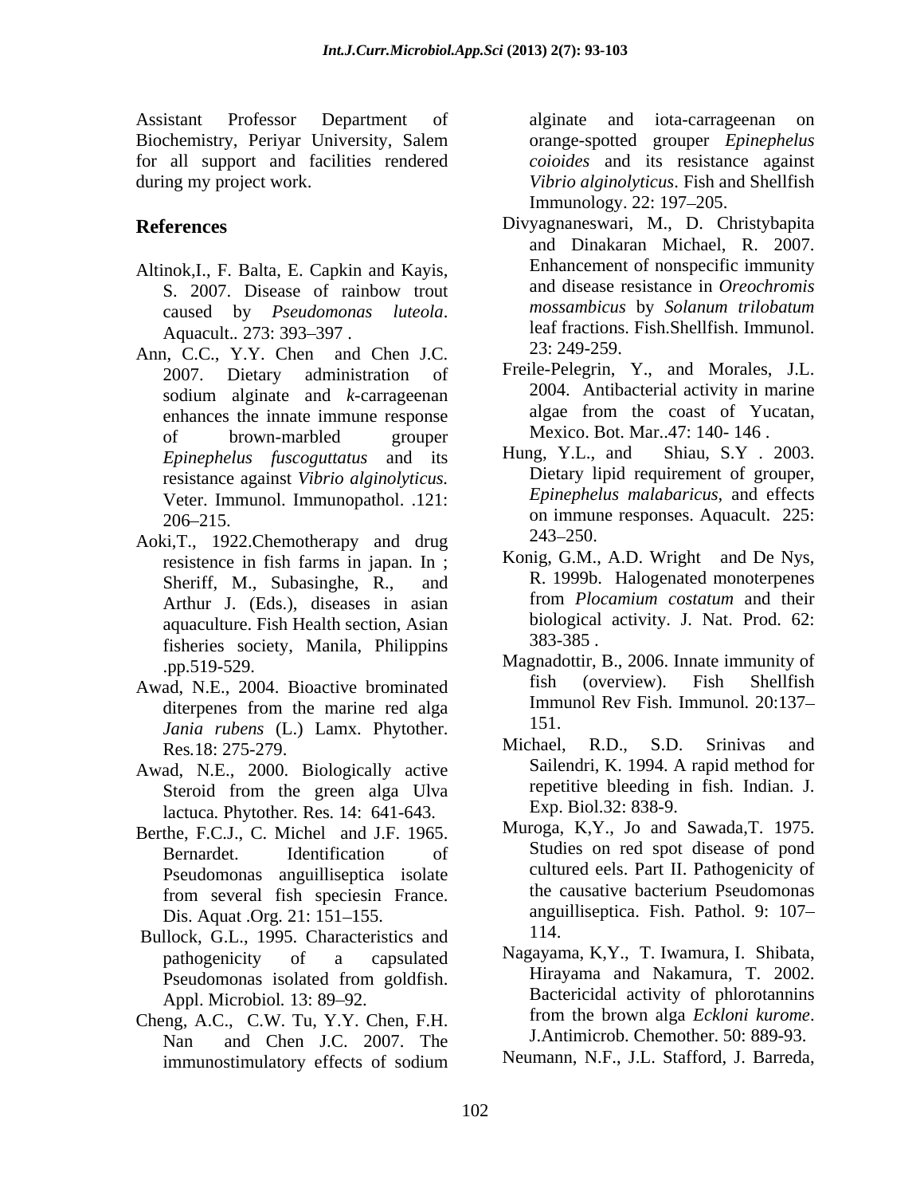Assistant Professor Department of Biochemistry, Periyar University, Salem for all support and facilities rendered during my project work.

## References

Altinok,I., F. Balta, E. Capkin and Kayis, S. 2007. Disease of rainbow trout caused by *Pseudomonas luteola*. Aquacult.. 273: 393–397 .

Ann, C.C., Y.Y. Chen and Chen J.C. 2007. Dietary administration of sodium alginate and *k*-carrageenan enhances the innate immune response of brown-marbled grouper *Epinephelus fuscoguttatus* and its resistance against *Vibrio alginolyticus.* Veter. Immunol. Immunopathol. .121: 206–215.

Aoki,T., 1922.Chemotherapy and drug resistence in fish farms in japan. In ; Sheriff, M., Subasinghe, R., and Arthur J. (Eds.), diseases in asian aquaculture. Fish Health section, Asian fisheries society, Manila, Philippins .pp.519-529.

Awad, N.E., 2004. Bioactive brominated diterpenes from the marine red alga *Jania rubens* (L.) Lamx. Phytother. Res.18: 275-279.

Awad, N.E., 2000. Biologically active Steroid from the green alga Ulva lactuca. Phytother. Res. 14: 641-643.

Berthe, F.C.J., C. Michel and J.F. 1965. Bernardet. Identification of Pseudomonas anguilliseptica isolate from several fish speciesin France. Dis. Aquat .Org. 21: 151–155.

Bullock, G.L., 1995. Characteristics and pathogenicity of a capsulated Pseudomonas isolated from goldfish. Appl. Microbiol. 13: 89–92.

Cheng, A.C., C.W. Tu, Y.Y. Chen, F.H. Nan and Chen J.C. 2007. The immunostimulatory effects of sodium alginate and iota-carrageenan on orange-spotted grouper *Epinephelus coioides* and its resistance against *Vibrio alginolyticus*. Fish and Shellfish Immunology. 22: 197–205.

Divyagnaneswari, M., D. Christybapita and Dinakaran Michael, R. 2007. Enhancement of nonspecific immunity and disease resistance in *Oreochromis mossambicus* by *Solanum trilobatum* leaf fractions. Fish.Shellfish. Immunol. 23: 249-259.

Freile-Pelegrin, Y., and Morales, J.L. 2004. Antibacterial activity in marine algae from the coast of Yucatan, Mexico. Bot. Mar..47: 140- 146 .

Hung, Y.L., and Shiau, S.Y . 2003. Dietary lipid requirement of grouper, *Epinephelus malabaricus*, and effects on immune responses. Aquacult. 225: 243–250.

Konig, G.M., A.D. Wright and De Nys, R. 1999b. Halogenated monoterpenes from *Plocamium costatum* and their biological activity. J. Nat. Prod. 62: 383-385 .

Magnadottir, B., 2006. Innate immunity of fish (overview). Fish Shellfish Immunol Rev Fish. Immunol. 20:137–151.

Michael, R.D., S.D. Srinivas and Sailendri, K. 1994. A rapid method for repetitive bleeding in fish. Indian. J. Exp. Biol.32: 838-9.

Muroga, K,Y., Jo and Sawada,T. 1975. Studies on red spot disease of pond cultured eels. Part II. Pathogenicity of the causative bacterium Pseudomonas anguilliseptica. Fish. Pathol. 9: 107–114.

Nagayama, K,Y., T. Iwamura, I. Shibata, Hirayama and Nakamura, T. 2002. Bactericidal activity of phlorotannins from the brown alga *Eckloni kurome*. J.Antimicrob. Chemother. 50: 889-93.

Neumann, N.F., J.L. Stafford, J. Barreda,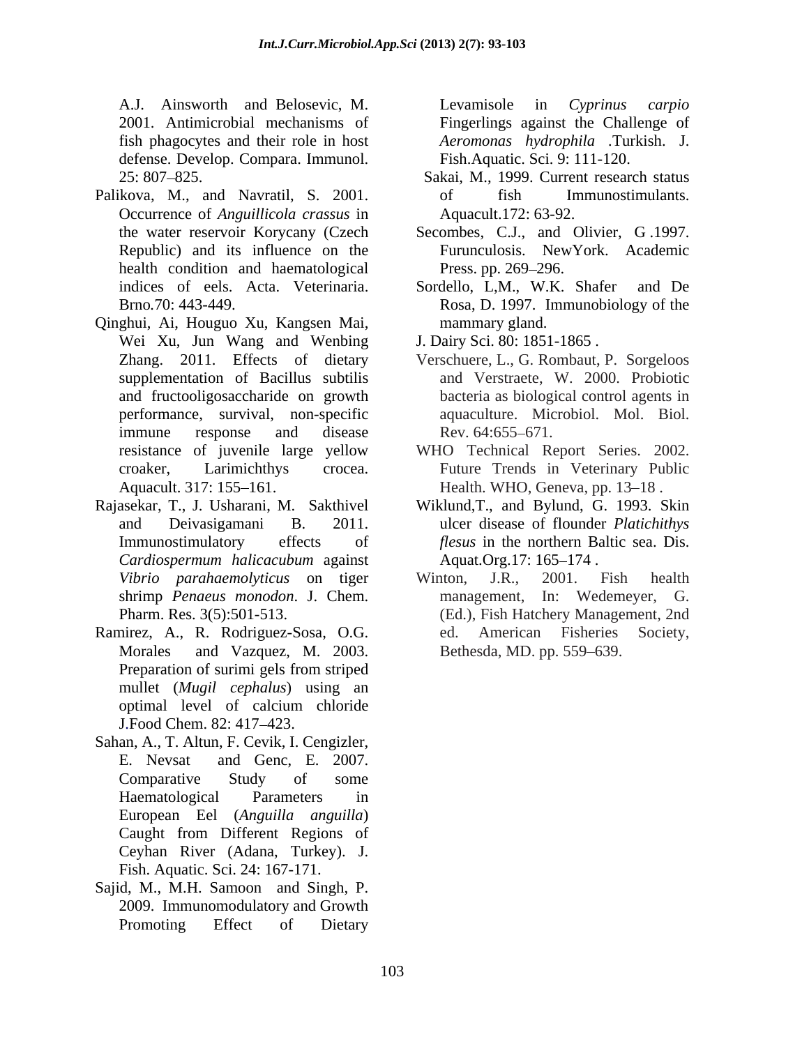A.J. Ainsworth and Belosevic, M. 2001. Antimicrobial mechanisms of fish phagocytes and their role in host defense. Develop. Compara. Immunol. 25: 807–825.

Palikova, M., and Navratil, S. 2001. Occurrence of *Anguillicola crassus* in the water reservoir Korycany (Czech Republic) and its influence on the health condition and haematological indices of eels. Acta. Veterinaria. Brno.70: 443-449.

Qinghui, Ai, Houguo Xu, Kangsen Mai, Wei Xu, Jun Wang and Wenbing Zhang. 2011. Effects of dietary supplementation of Bacillus subtilis and fructooligosaccharide on growth performance, survival, non-specific immune response and disease resistance of juvenile large yellow croaker, Larimichthys crocea. Aquacult. 317: 155–161.

Rajasekar, T., J. Usharani, M. Sakthivel and Deivasigamani B. 2011. Immunostimulatory effects of *Cardiospermum halicacubum* against *Vibrio parahaemolyticus* on tiger shrimp *Penaeus monodon*. J. Chem. Pharm. Res. 3(5):501-513.

Ramirez, A., R. Rodriguez-Sosa, O.G. Morales and Vazquez, M. 2003. Preparation of surimi gels from striped mullet (*Mugil cephalus*) using an optimal level of calcium chloride J.Food Chem. 82: 417–423.

Sahan, A., T. Altun, F. Cevik, I. Cengizler, E. Nevsat and Genc, E. 2007. Comparative Study of some Haematological Parameters in European Eel (*Anguilla anguilla*) Caught from Different Regions of Ceyhan River (Adana, Turkey). J. Fish. Aquatic. Sci. 24: 167-171.

Sajid, M., M.H. Samoon and Singh, P. 2009. Immunomodulatory and Growth Promoting Effect of Dietary Levamisole in *Cyprinus carpio* Fingerlings against the Challenge of *Aeromonas hydrophila* .Turkish. J. Fish.Aquatic. Sci. 9: 111-120.

Sakai, M., 1999. Current research status of fish Immunostimulants. Aquacult.172: 63-92.

Secombes, C.J., and Olivier, G .1997. Furunculosis. NewYork. Academic Press. pp. 269–296.

Sordello, L,M., W.K. Shafer and De Rosa, D. 1997. Immunobiology of the mammary gland. J. Dairy Sci. 80: 1851-1865 .

Verschuere, L., G. Rombaut, P. Sorgeloos and Verstraete, W. 2000. Probiotic bacteria as biological control agents in aquaculture. Microbiol. Mol. Biol. Rev. 64:655–671.

WHO Technical Report Series. 2002. Future Trends in Veterinary Public Health. WHO, Geneva, pp. 13–18 .

Wiklund,T., and Bylund, G. 1993. Skin ulcer disease of flounder *Platichithys flesus* in the northern Baltic sea. Dis. Aquat.Org.17: 165–174 .

Winton, J.R., 2001. Fish health management, In: Wedemeyer, G. (Ed.), Fish Hatchery Management, 2nd ed. American Fisheries Society, Bethesda, MD. pp. 559–639.